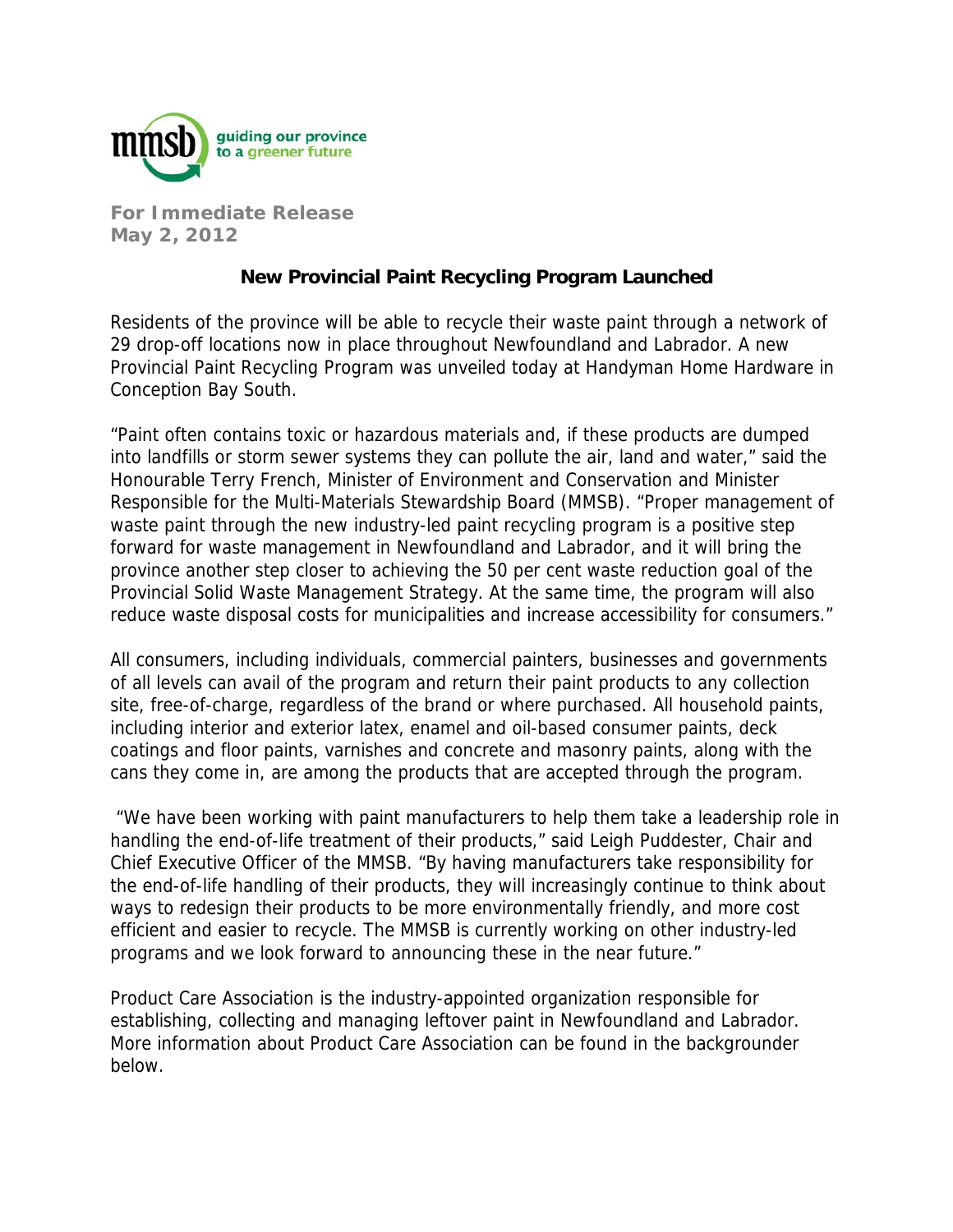mmsb guiding our province to a greener future

**For Immediate Release**
**May 2, 2012**

## New Provincial Paint Recycling Program Launched

Residents of the province will be able to recycle their waste paint through a network of 29 drop-off locations now in place throughout Newfoundland and Labrador. A new Provincial Paint Recycling Program was unveiled today at Handyman Home Hardware in Conception Bay South.

"Paint often contains toxic or hazardous materials and, if these products are dumped into landfills or storm sewer systems they can pollute the air, land and water," said the Honourable Terry French, Minister of Environment and Conservation and Minister Responsible for the Multi-Materials Stewardship Board (MMSB). "Proper management of waste paint through the new industry-led paint recycling program is a positive step forward for waste management in Newfoundland and Labrador, and it will bring the province another step closer to achieving the 50 per cent waste reduction goal of the Provincial Solid Waste Management Strategy. At the same time, the program will also reduce waste disposal costs for municipalities and increase accessibility for consumers."

All consumers, including individuals, commercial painters, businesses and governments of all levels can avail of the program and return their paint products to any collection site, free-of-charge, regardless of the brand or where purchased. All household paints, including interior and exterior latex, enamel and oil-based consumer paints, deck coatings and floor paints, varnishes and concrete and masonry paints, along with the cans they come in, are among the products that are accepted through the program.

"We have been working with paint manufacturers to help them take a leadership role in handling the end-of-life treatment of their products," said Leigh Puddester, Chair and Chief Executive Officer of the MMSB. "By having manufacturers take responsibility for the end-of-life handling of their products, they will increasingly continue to think about ways to redesign their products to be more environmentally friendly, and more cost efficient and easier to recycle. The MMSB is currently working on other industry-led programs and we look forward to announcing these in the near future."

Product Care Association is the industry-appointed organization responsible for establishing, collecting and managing leftover paint in Newfoundland and Labrador. More information about Product Care Association can be found in the backgrounder below.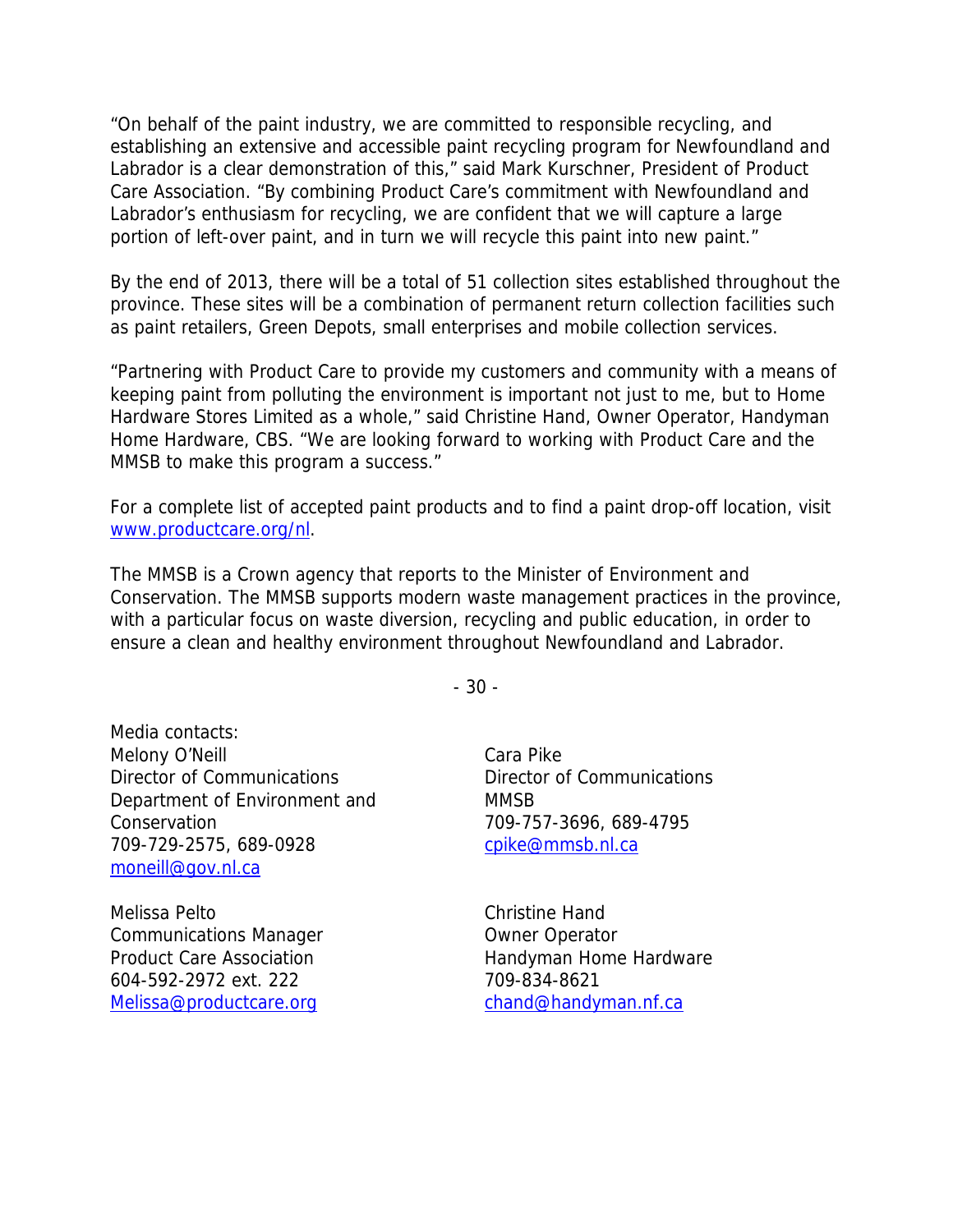"On behalf of the paint industry, we are committed to responsible recycling, and establishing an extensive and accessible paint recycling program for Newfoundland and Labrador is a clear demonstration of this," said Mark Kurschner, President of Product Care Association. "By combining Product Care's commitment with Newfoundland and Labrador's enthusiasm for recycling, we are confident that we will capture a large portion of left-over paint, and in turn we will recycle this paint into new paint."

By the end of 2013, there will be a total of 51 collection sites established throughout the province. These sites will be a combination of permanent return collection facilities such as paint retailers, Green Depots, small enterprises and mobile collection services.

"Partnering with Product Care to provide my customers and community with a means of keeping paint from polluting the environment is important not just to me, but to Home Hardware Stores Limited as a whole," said Christine Hand, Owner Operator, Handyman Home Hardware, CBS. "We are looking forward to working with Product Care and the MMSB to make this program a success."

For a complete list of accepted paint products and to find a paint drop-off location, visit [www.productcare.org/nl](http://www.productcare.org/nl).

The MMSB is a Crown agency that reports to the Minister of Environment and Conservation. The MMSB supports modern waste management practices in the province, with a particular focus on waste diversion, recycling and public education, in order to ensure a clean and healthy environment throughout Newfoundland and Labrador.

- 30 -

Media contacts:

Melony O'Neill
Director of Communications
Department of Environment and Conservation
709-729-2575, 689-0928
[moneill@gov.nl.ca](mailto:moneill@gov.nl.ca)

Cara Pike
Director of Communications
MMSB
709-757-3696, 689-4795
[cpike@mmsb.nl.ca](mailto:cpike@mmsb.nl.ca)

Melissa Pelto
Communications Manager
Product Care Association
604-592-2972 ext. 222
[Melissa@productcare.org](mailto:Melissa@productcare.org)

Christine Hand
Owner Operator
Handyman Home Hardware
709-834-8621
[chand@handyman.nf.ca](mailto:chand@handyman.nf.ca)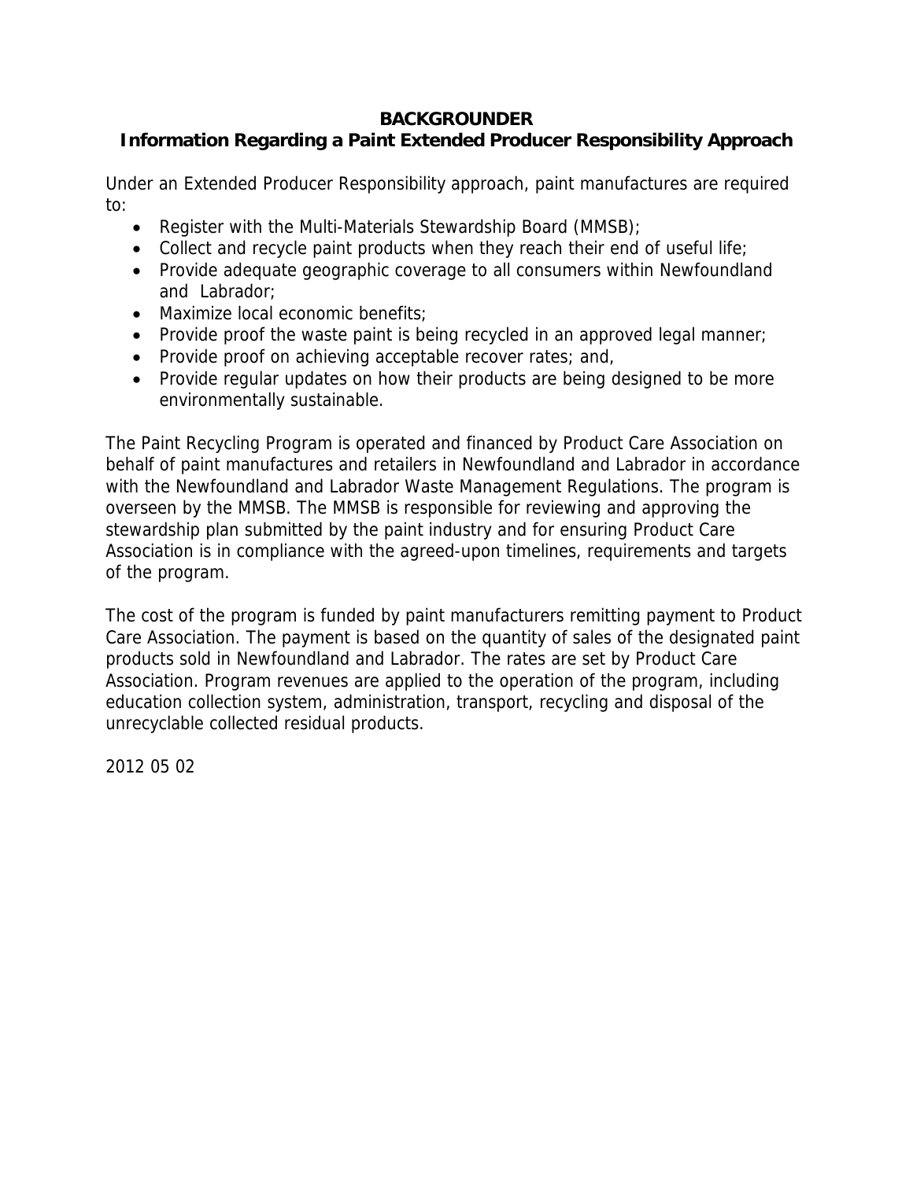**BACKGROUNDER**

**Information Regarding a Paint Extended Producer Responsibility Approach**

Under an Extended Producer Responsibility approach, paint manufactures are required to:

- Register with the Multi-Materials Stewardship Board (MMSB);
- Collect and recycle paint products when they reach their end of useful life;
- Provide adequate geographic coverage to all consumers within Newfoundland and Labrador;
- Maximize local economic benefits;
- Provide proof the waste paint is being recycled in an approved legal manner;
- Provide proof on achieving acceptable recover rates; and,
- Provide regular updates on how their products are being designed to be more environmentally sustainable.

The Paint Recycling Program is operated and financed by Product Care Association on behalf of paint manufactures and retailers in Newfoundland and Labrador in accordance with the Newfoundland and Labrador Waste Management Regulations. The program is overseen by the MMSB. The MMSB is responsible for reviewing and approving the stewardship plan submitted by the paint industry and for ensuring Product Care Association is in compliance with the agreed-upon timelines, requirements and targets of the program.

The cost of the program is funded by paint manufacturers remitting payment to Product Care Association. The payment is based on the quantity of sales of the designated paint products sold in Newfoundland and Labrador. The rates are set by Product Care Association. Program revenues are applied to the operation of the program, including education collection system, administration, transport, recycling and disposal of the unrecyclable collected residual products.

2012 05 02